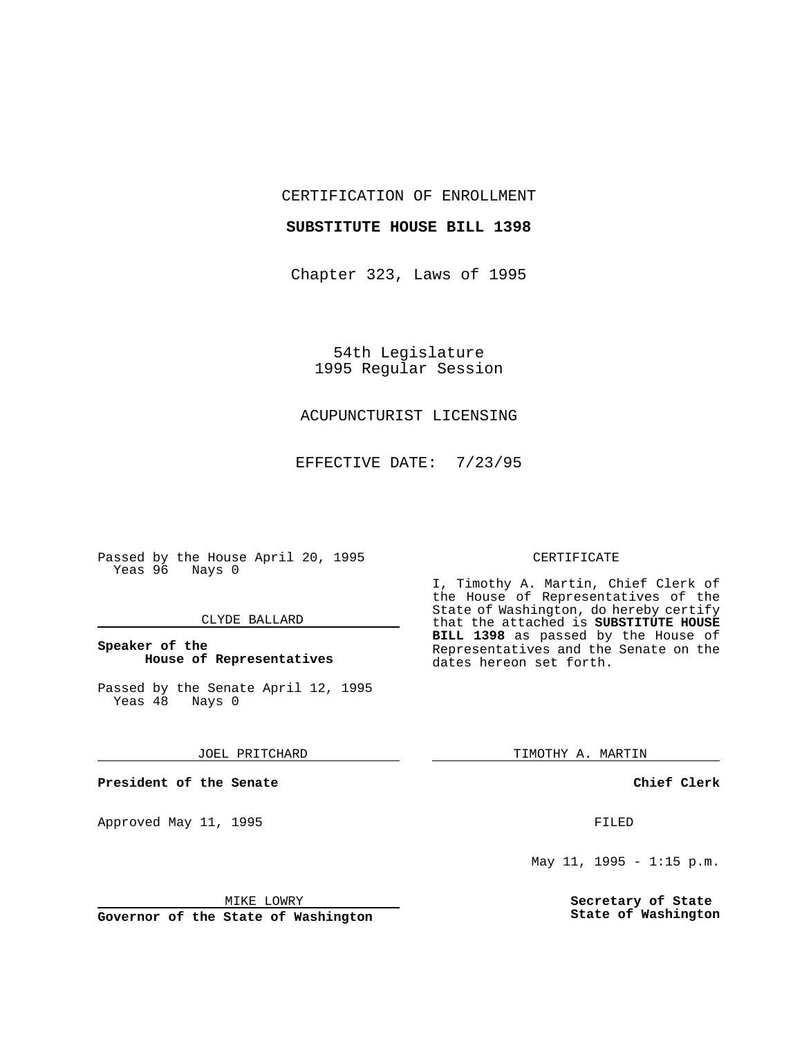CERTIFICATION OF ENROLLMENT

**SUBSTITUTE HOUSE BILL 1398**

Chapter 323, Laws of 1995

54th Legislature
1995 Regular Session

ACUPUNCTURIST LICENSING

EFFECTIVE DATE: 7/23/95

Passed by the House April 20, 1995
Yeas 96 Nays 0

CLYDE BALLARD

**Speaker of the House of Representatives**

Passed by the Senate April 12, 1995
Yeas 48 Nays 0

JOEL PRITCHARD

**President of the Senate**

Approved May 11, 1995

MIKE LOWRY

**Governor of the State of Washington**

CERTIFICATE

I, Timothy A. Martin, Chief Clerk of the House of Representatives of the State of Washington, do hereby certify that the attached is **SUBSTITUTE HOUSE BILL 1398** as passed by the House of Representatives and the Senate on the dates hereon set forth.

TIMOTHY A. MARTIN

**Chief Clerk**

FILED

May 11, 1995 - 1:15 p.m.

**Secretary of State**
**State of Washington**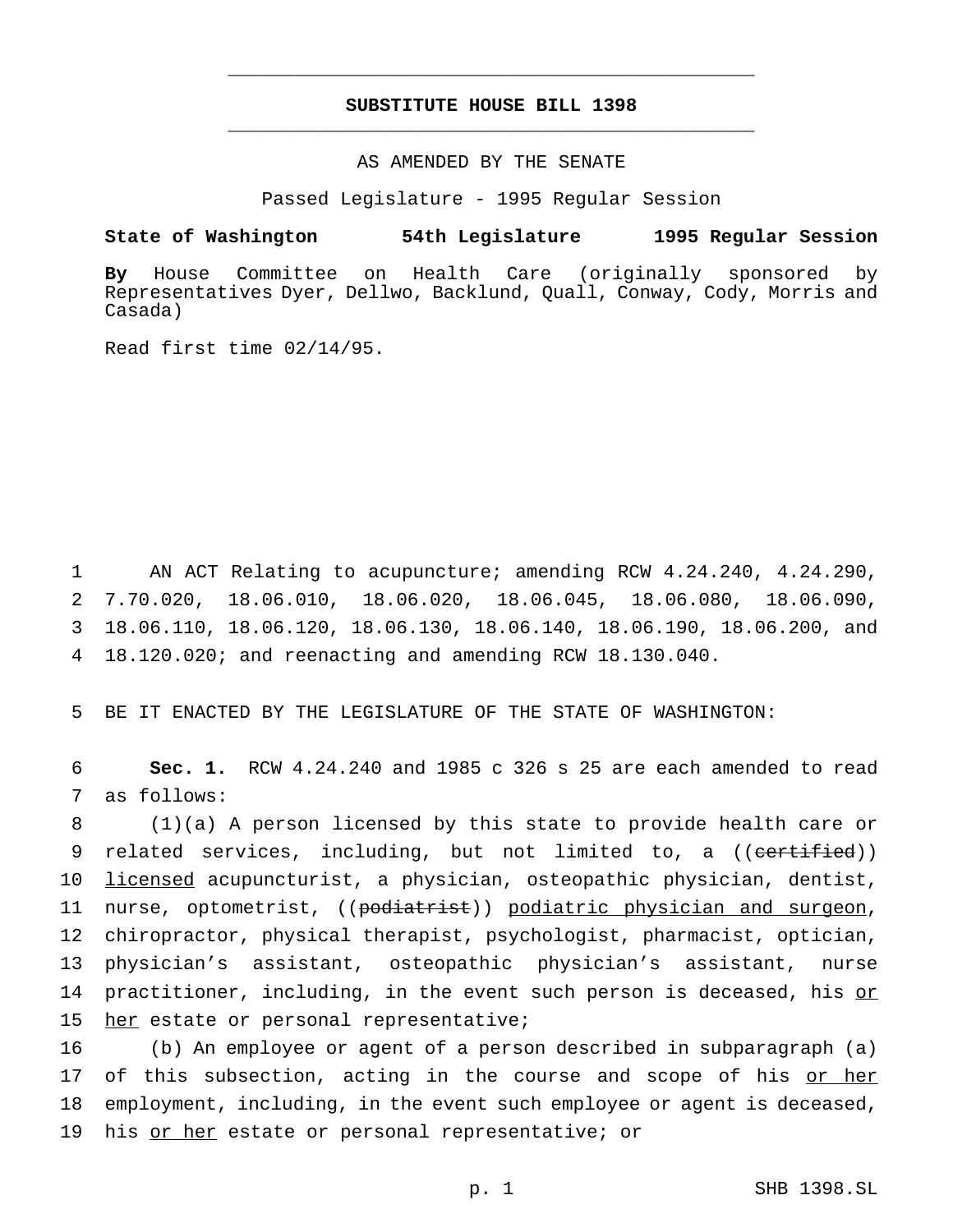# SUBSTITUTE HOUSE BILL 1398

AS AMENDED BY THE SENATE

Passed Legislature - 1995 Regular Session

**State of Washington 54th Legislature 1995 Regular Session**

**By** House Committee on Health Care (originally sponsored by Representatives Dyer, Dellwo, Backlund, Quall, Conway, Cody, Morris and Casada)

Read first time 02/14/95.

1 AN ACT Relating to acupuncture; amending RCW 4.24.240, 4.24.290,
2 7.70.020, 18.06.010, 18.06.020, 18.06.045, 18.06.080, 18.06.090,
3 18.06.110, 18.06.120, 18.06.130, 18.06.140, 18.06.190, 18.06.200, and
4 18.120.020; and reenacting and amending RCW 18.130.040.

5 BE IT ENACTED BY THE LEGISLATURE OF THE STATE OF WASHINGTON:

6 **Sec. 1.** RCW 4.24.240 and 1985 c 326 s 25 are each amended to read
7 as follows:

8 (1)(a) A person licensed by this state to provide health care or
9 related services, including, but not limited to, a ((~~certified~~))
10 <u>licensed</u> acupuncturist, a physician, osteopathic physician, dentist,
11 nurse, optometrist, ((~~podiatrist~~)) <u>podiatric physician and surgeon</u>,
12 chiropractor, physical therapist, psychologist, pharmacist, optician,
13 physician's assistant, osteopathic physician's assistant, nurse
14 practitioner, including, in the event such person is deceased, his <u>or</u>
15 <u>her</u> estate or personal representative;

16 (b) An employee or agent of a person described in subparagraph (a)
17 of this subsection, acting in the course and scope of his <u>or her</u>
18 employment, including, in the event such employee or agent is deceased,
19 his <u>or her</u> estate or personal representative; or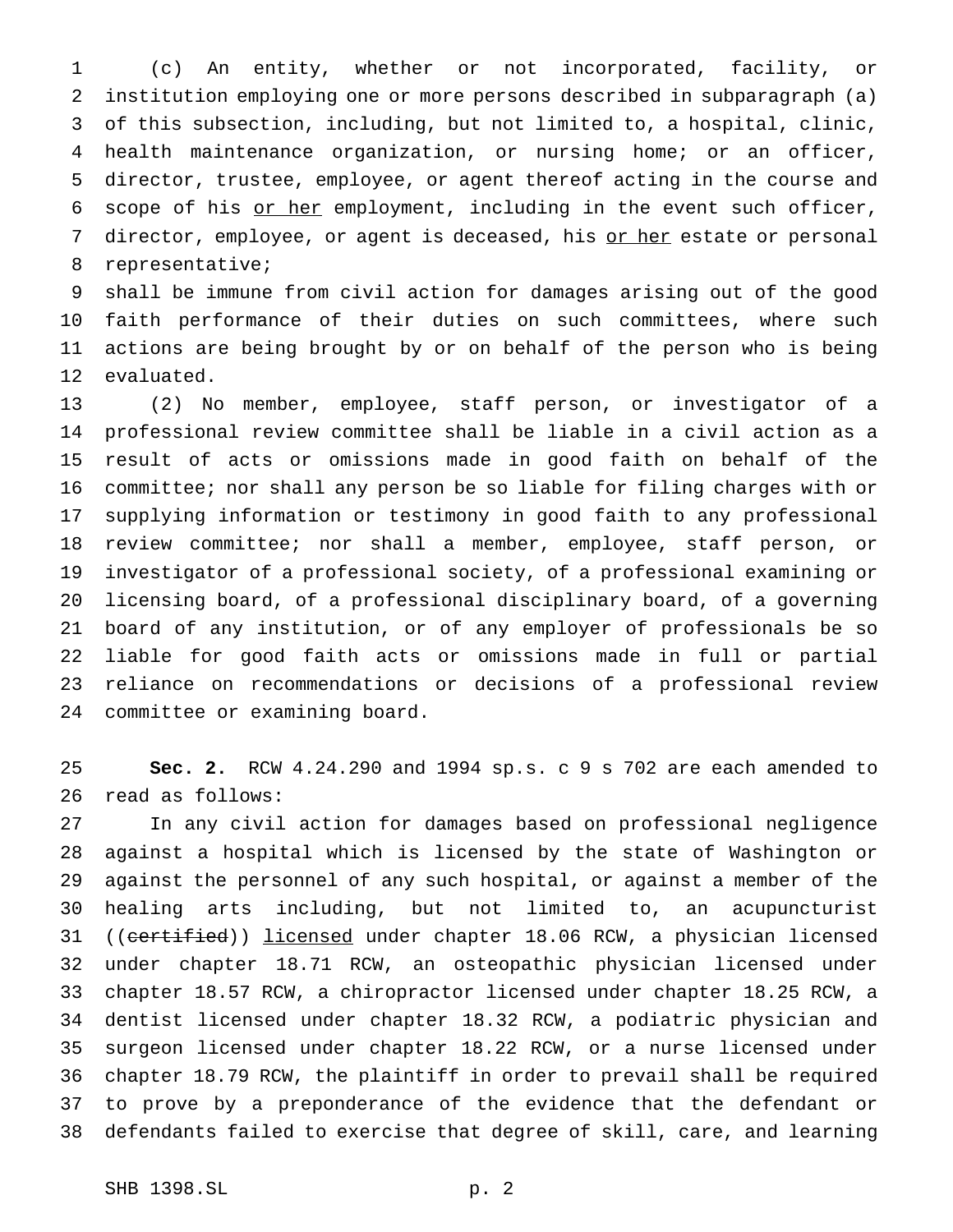(c) An entity, whether or not incorporated, facility, or institution employing one or more persons described in subparagraph (a) of this subsection, including, but not limited to, a hospital, clinic, health maintenance organization, or nursing home; or an officer, director, trustee, employee, or agent thereof acting in the course and scope of his <u>or her</u> employment, including in the event such officer, director, employee, or agent is deceased, his <u>or her</u> estate or personal representative;

shall be immune from civil action for damages arising out of the good faith performance of their duties on such committees, where such actions are being brought by or on behalf of the person who is being evaluated.

(2) No member, employee, staff person, or investigator of a professional review committee shall be liable in a civil action as a result of acts or omissions made in good faith on behalf of the committee; nor shall any person be so liable for filing charges with or supplying information or testimony in good faith to any professional review committee; nor shall a member, employee, staff person, or investigator of a professional society, of a professional examining or licensing board, of a professional disciplinary board, of a governing board of any institution, or of any employer of professionals be so liable for good faith acts or omissions made in full or partial reliance on recommendations or decisions of a professional review committee or examining board.

**Sec. 2.** RCW 4.24.290 and 1994 sp.s. c 9 s 702 are each amended to read as follows:

In any civil action for damages based on professional negligence against a hospital which is licensed by the state of Washington or against the personnel of any such hospital, or against a member of the healing arts including, but not limited to, an acupuncturist ((~~certified~~)) <u>licensed</u> under chapter 18.06 RCW, a physician licensed under chapter 18.71 RCW, an osteopathic physician licensed under chapter 18.57 RCW, a chiropractor licensed under chapter 18.25 RCW, a dentist licensed under chapter 18.32 RCW, a podiatric physician and surgeon licensed under chapter 18.22 RCW, or a nurse licensed under chapter 18.79 RCW, the plaintiff in order to prevail shall be required to prove by a preponderance of the evidence that the defendant or defendants failed to exercise that degree of skill, care, and learning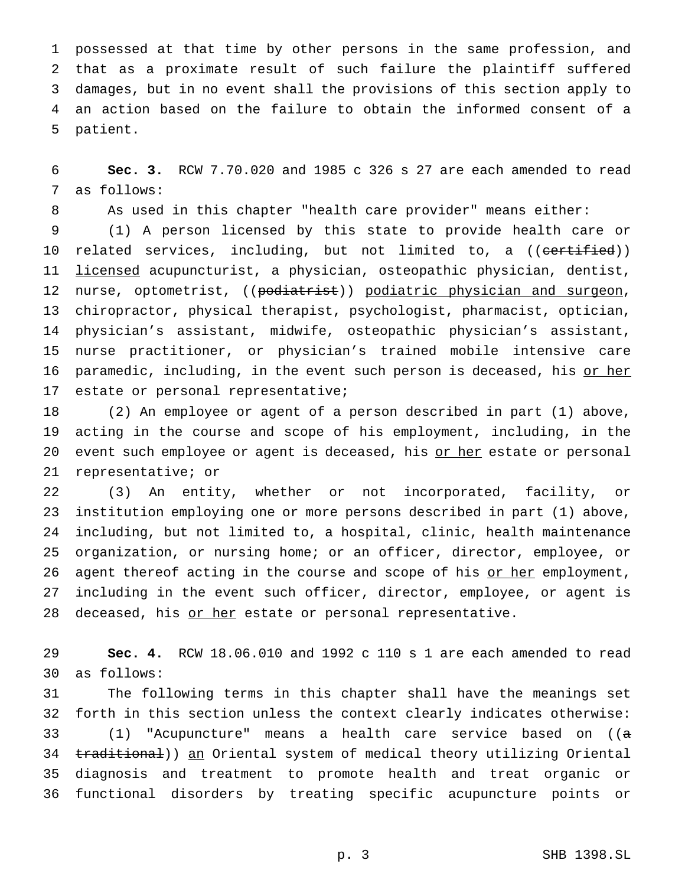possessed at that time by other persons in the same profession, and that as a proximate result of such failure the plaintiff suffered damages, but in no event shall the provisions of this section apply to an action based on the failure to obtain the informed consent of a patient.

**Sec. 3.** RCW 7.70.020 and 1985 c 326 s 27 are each amended to read as follows:

As used in this chapter "health care provider" means either:

(1) A person licensed by this state to provide health care or related services, including, but not limited to, a ((~~certified~~)) <u>licensed</u> acupuncturist, a physician, osteopathic physician, dentist, nurse, optometrist, ((~~podiatrist~~)) <u>podiatric physician and surgeon</u>, chiropractor, physical therapist, psychologist, pharmacist, optician, physician's assistant, midwife, osteopathic physician's assistant, nurse practitioner, or physician's trained mobile intensive care paramedic, including, in the event such person is deceased, his <u>or her</u> estate or personal representative;

(2) An employee or agent of a person described in part (1) above, acting in the course and scope of his employment, including, in the event such employee or agent is deceased, his <u>or her</u> estate or personal representative; or

(3) An entity, whether or not incorporated, facility, or institution employing one or more persons described in part (1) above, including, but not limited to, a hospital, clinic, health maintenance organization, or nursing home; or an officer, director, employee, or agent thereof acting in the course and scope of his <u>or her</u> employment, including in the event such officer, director, employee, or agent is deceased, his <u>or her</u> estate or personal representative.

**Sec. 4.** RCW 18.06.010 and 1992 c 110 s 1 are each amended to read as follows:

The following terms in this chapter shall have the meanings set forth in this section unless the context clearly indicates otherwise:

(1) "Acupuncture" means a health care service based on ((~~a traditional~~)) <u>an</u> Oriental system of medical theory utilizing Oriental diagnosis and treatment to promote health and treat organic or functional disorders by treating specific acupuncture points or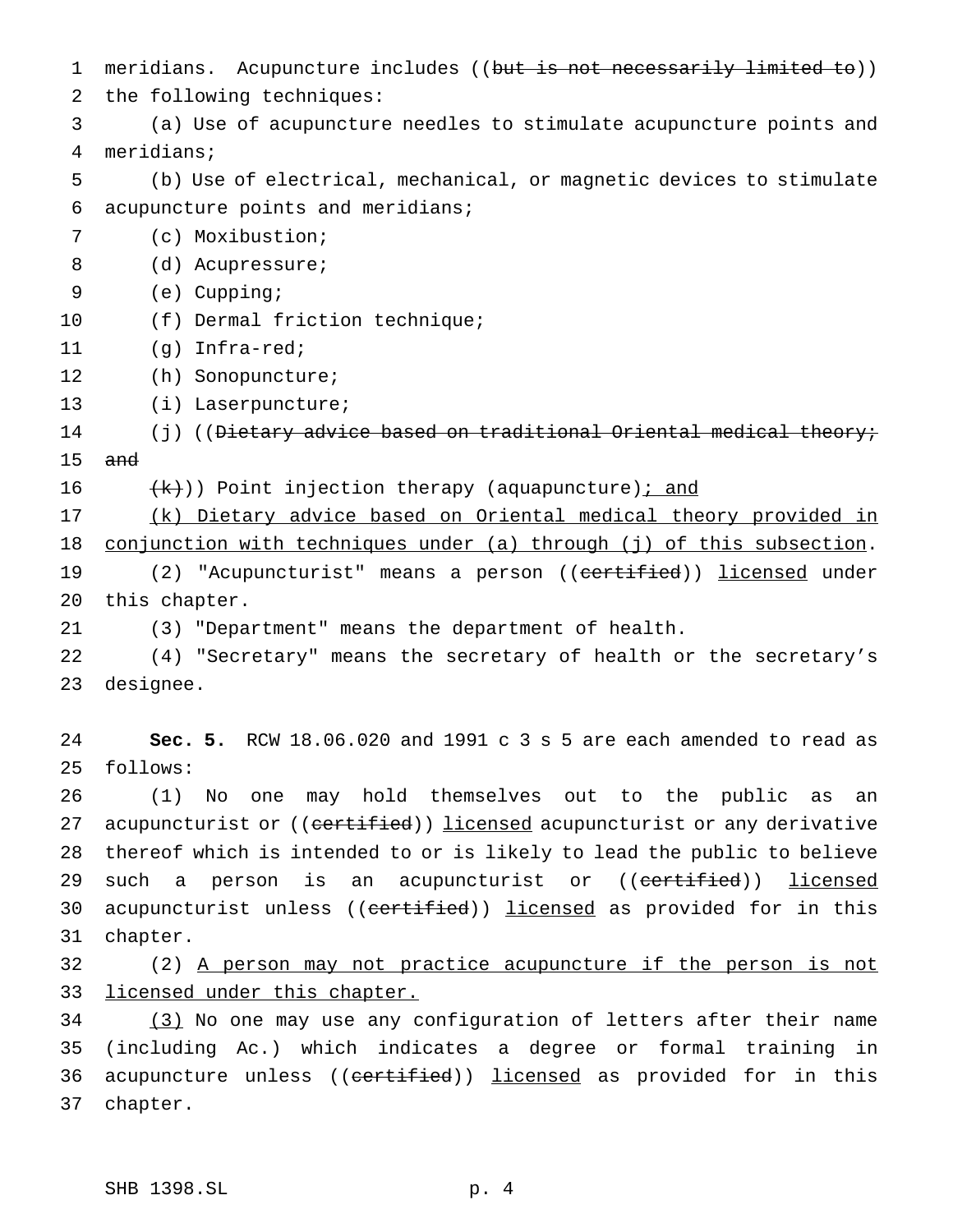meridians. Acupuncture includes ((~~but is not necessarily limited to~~)) the following techniques:

(a) Use of acupuncture needles to stimulate acupuncture points and meridians;

(b) Use of electrical, mechanical, or magnetic devices to stimulate acupuncture points and meridians;

(c) Moxibustion;

(d) Acupressure;

(e) Cupping;

(f) Dermal friction technique;

(g) Infra-red;

(h) Sonopuncture;

(i) Laserpuncture;

(j) ((~~Dietary advice based on traditional Oriental medical theory; and~~

~~(k)~~)) Point injection therapy (aquapuncture)<u>; and</u>

<u>(k) Dietary advice based on Oriental medical theory provided in conjunction with techniques under (a) through (j) of this subsection</u>.

(2) "Acupuncturist" means a person ((~~certified~~)) <u>licensed</u> under this chapter.

(3) "Department" means the department of health.

(4) "Secretary" means the secretary of health or the secretary's designee.

**Sec. 5.** RCW 18.06.020 and 1991 c 3 s 5 are each amended to read as follows:

(1) No one may hold themselves out to the public as an acupuncturist or ((~~certified~~)) <u>licensed</u> acupuncturist or any derivative thereof which is intended to or is likely to lead the public to believe such a person is an acupuncturist or ((~~certified~~)) <u>licensed</u> acupuncturist unless ((~~certified~~)) <u>licensed</u> as provided for in this chapter.

(2) <u>A person may not practice acupuncture if the person is not licensed under this chapter.</u>

<u>(3)</u> No one may use any configuration of letters after their name (including Ac.) which indicates a degree or formal training in acupuncture unless ((~~certified~~)) <u>licensed</u> as provided for in this chapter.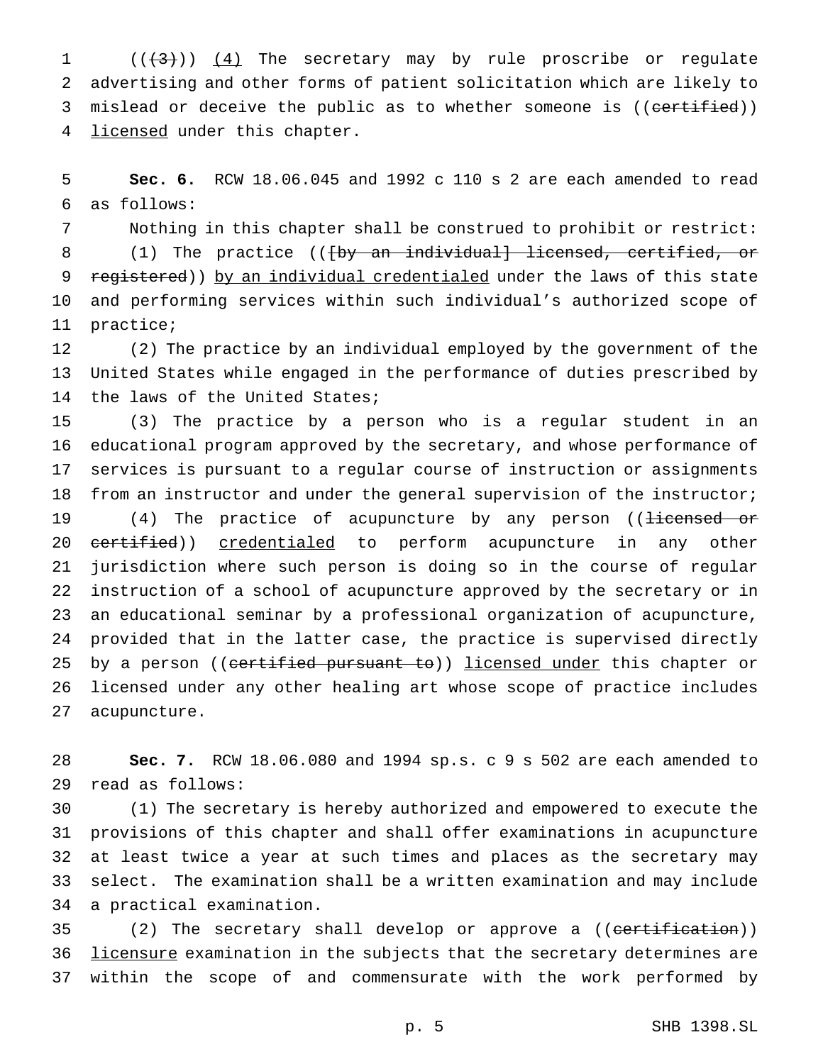(((3))) (4) The secretary may by rule proscribe or regulate advertising and other forms of patient solicitation which are likely to mislead or deceive the public as to whether someone is ((certified)) licensed under this chapter.

**Sec. 6.** RCW 18.06.045 and 1992 c 110 s 2 are each amended to read as follows:

Nothing in this chapter shall be construed to prohibit or restrict:

(1) The practice (([by an individual] licensed, certified, or registered)) by an individual credentialed under the laws of this state and performing services within such individual's authorized scope of practice;

(2) The practice by an individual employed by the government of the United States while engaged in the performance of duties prescribed by the laws of the United States;

(3) The practice by a person who is a regular student in an educational program approved by the secretary, and whose performance of services is pursuant to a regular course of instruction or assignments from an instructor and under the general supervision of the instructor;

(4) The practice of acupuncture by any person ((licensed or certified)) credentialed to perform acupuncture in any other jurisdiction where such person is doing so in the course of regular instruction of a school of acupuncture approved by the secretary or in an educational seminar by a professional organization of acupuncture, provided that in the latter case, the practice is supervised directly by a person ((certified pursuant to)) licensed under this chapter or licensed under any other healing art whose scope of practice includes acupuncture.

**Sec. 7.** RCW 18.06.080 and 1994 sp.s. c 9 s 502 are each amended to read as follows:

(1) The secretary is hereby authorized and empowered to execute the provisions of this chapter and shall offer examinations in acupuncture at least twice a year at such times and places as the secretary may select. The examination shall be a written examination and may include a practical examination.

(2) The secretary shall develop or approve a ((certification)) licensure examination in the subjects that the secretary determines are within the scope of and commensurate with the work performed by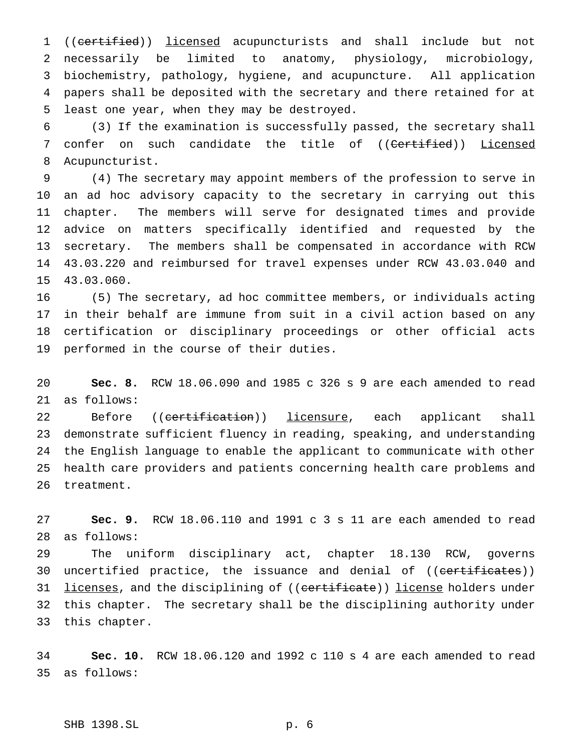((~~certified~~)) <u>licensed</u> acupuncturists and shall include but not necessarily be limited to anatomy, physiology, microbiology, biochemistry, pathology, hygiene, and acupuncture. All application papers shall be deposited with the secretary and there retained for at least one year, when they may be destroyed.

(3) If the examination is successfully passed, the secretary shall confer on such candidate the title of ((~~Certified~~)) <u>Licensed</u> Acupuncturist.

(4) The secretary may appoint members of the profession to serve in an ad hoc advisory capacity to the secretary in carrying out this chapter. The members will serve for designated times and provide advice on matters specifically identified and requested by the secretary. The members shall be compensated in accordance with RCW 43.03.220 and reimbursed for travel expenses under RCW 43.03.040 and 43.03.060.

(5) The secretary, ad hoc committee members, or individuals acting in their behalf are immune from suit in a civil action based on any certification or disciplinary proceedings or other official acts performed in the course of their duties.

**Sec. 8.** RCW 18.06.090 and 1985 c 326 s 9 are each amended to read as follows:

Before ((~~certification~~)) <u>licensure</u>, each applicant shall demonstrate sufficient fluency in reading, speaking, and understanding the English language to enable the applicant to communicate with other health care providers and patients concerning health care problems and treatment.

**Sec. 9.** RCW 18.06.110 and 1991 c 3 s 11 are each amended to read as follows:

The uniform disciplinary act, chapter 18.130 RCW, governs uncertified practice, the issuance and denial of ((~~certificates~~)) <u>licenses</u>, and the disciplining of ((~~certificate~~)) <u>license</u> holders under this chapter. The secretary shall be the disciplining authority under this chapter.

**Sec. 10.** RCW 18.06.120 and 1992 c 110 s 4 are each amended to read as follows: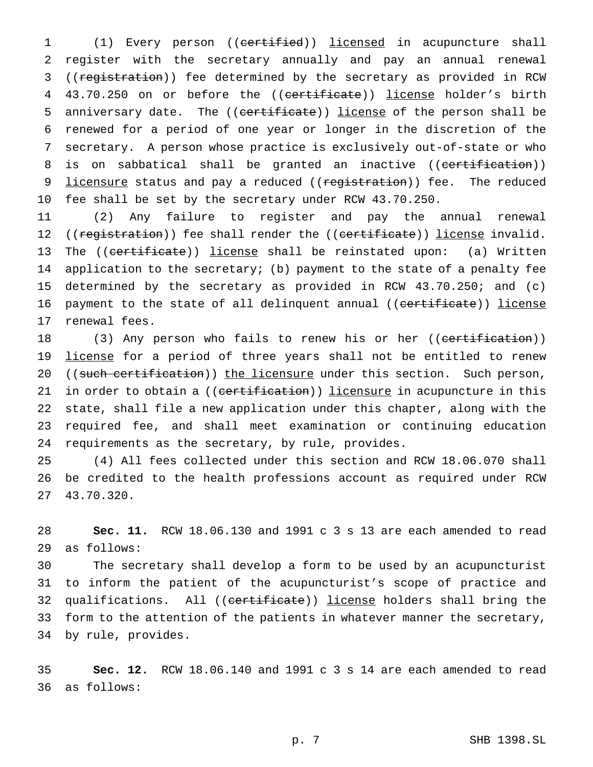(1) Every person ((~~certified~~)) <u>licensed</u> in acupuncture shall register with the secretary annually and pay an annual renewal ((~~registration~~)) fee determined by the secretary as provided in RCW 43.70.250 on or before the ((~~certificate~~)) <u>license</u> holder's birth anniversary date. The ((~~certificate~~)) <u>license</u> of the person shall be renewed for a period of one year or longer in the discretion of the secretary. A person whose practice is exclusively out-of-state or who is on sabbatical shall be granted an inactive ((~~certification~~)) <u>licensure</u> status and pay a reduced ((~~registration~~)) fee. The reduced fee shall be set by the secretary under RCW 43.70.250.

(2) Any failure to register and pay the annual renewal ((~~registration~~)) fee shall render the ((~~certificate~~)) <u>license</u> invalid. The ((~~certificate~~)) <u>license</u> shall be reinstated upon: (a) Written application to the secretary; (b) payment to the state of a penalty fee determined by the secretary as provided in RCW 43.70.250; and (c) payment to the state of all delinquent annual ((~~certificate~~)) <u>license</u> renewal fees.

(3) Any person who fails to renew his or her ((~~certification~~)) <u>license</u> for a period of three years shall not be entitled to renew ((~~such certification~~)) <u>the licensure</u> under this section. Such person, in order to obtain a ((~~certification~~)) <u>licensure</u> in acupuncture in this state, shall file a new application under this chapter, along with the required fee, and shall meet examination or continuing education requirements as the secretary, by rule, provides.

(4) All fees collected under this section and RCW 18.06.070 shall be credited to the health professions account as required under RCW 43.70.320.

**Sec. 11.** RCW 18.06.130 and 1991 c 3 s 13 are each amended to read as follows:

The secretary shall develop a form to be used by an acupuncturist to inform the patient of the acupuncturist's scope of practice and qualifications. All ((~~certificate~~)) <u>license</u> holders shall bring the form to the attention of the patients in whatever manner the secretary, by rule, provides.

**Sec. 12.** RCW 18.06.140 and 1991 c 3 s 14 are each amended to read as follows: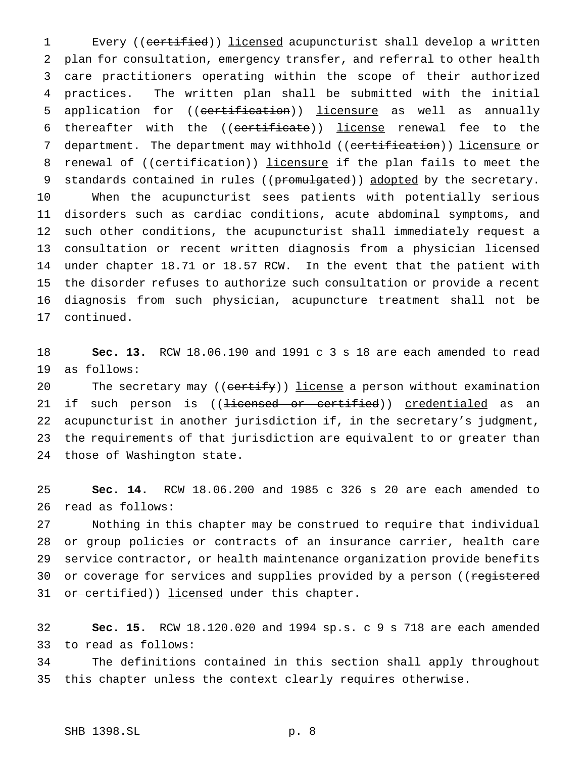Every ((~~certified~~)) <u>licensed</u> acupuncturist shall develop a written plan for consultation, emergency transfer, and referral to other health care practitioners operating within the scope of their authorized practices. The written plan shall be submitted with the initial application for ((~~certification~~)) <u>licensure</u> as well as annually thereafter with the ((~~certificate~~)) <u>license</u> renewal fee to the department. The department may withhold ((~~certification~~)) <u>licensure</u> or renewal of ((~~certification~~)) <u>licensure</u> if the plan fails to meet the standards contained in rules ((~~promulgated~~)) <u>adopted</u> by the secretary.

When the acupuncturist sees patients with potentially serious disorders such as cardiac conditions, acute abdominal symptoms, and such other conditions, the acupuncturist shall immediately request a consultation or recent written diagnosis from a physician licensed under chapter 18.71 or 18.57 RCW. In the event that the patient with the disorder refuses to authorize such consultation or provide a recent diagnosis from such physician, acupuncture treatment shall not be continued.

**Sec. 13.** RCW 18.06.190 and 1991 c 3 s 18 are each amended to read as follows:

The secretary may ((~~certify~~)) <u>license</u> a person without examination if such person is ((~~licensed or certified~~)) <u>credentialed</u> as an acupuncturist in another jurisdiction if, in the secretary's judgment, the requirements of that jurisdiction are equivalent to or greater than those of Washington state.

**Sec. 14.** RCW 18.06.200 and 1985 c 326 s 20 are each amended to read as follows:

Nothing in this chapter may be construed to require that individual or group policies or contracts of an insurance carrier, health care service contractor, or health maintenance organization provide benefits or coverage for services and supplies provided by a person ((~~registered or certified~~)) <u>licensed</u> under this chapter.

**Sec. 15.** RCW 18.120.020 and 1994 sp.s. c 9 s 718 are each amended to read as follows:

The definitions contained in this section shall apply throughout this chapter unless the context clearly requires otherwise.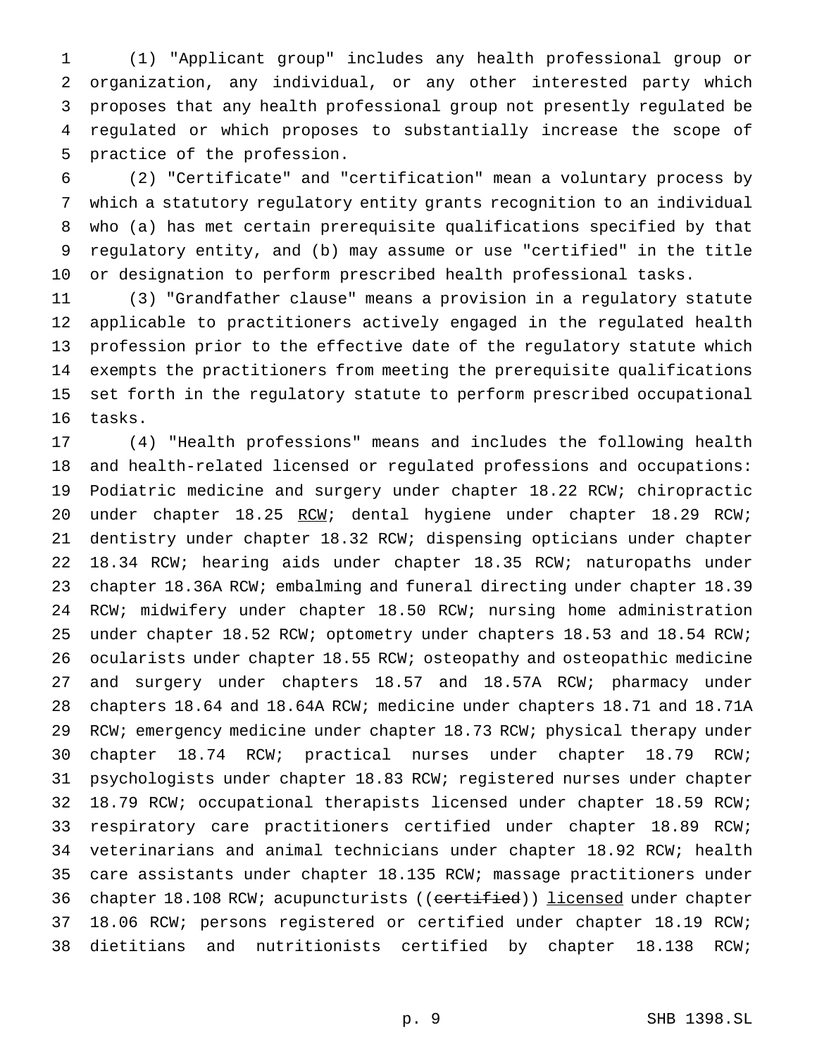(1) "Applicant group" includes any health professional group or organization, any individual, or any other interested party which proposes that any health professional group not presently regulated be regulated or which proposes to substantially increase the scope of practice of the profession.

(2) "Certificate" and "certification" mean a voluntary process by which a statutory regulatory entity grants recognition to an individual who (a) has met certain prerequisite qualifications specified by that regulatory entity, and (b) may assume or use "certified" in the title or designation to perform prescribed health professional tasks.

(3) "Grandfather clause" means a provision in a regulatory statute applicable to practitioners actively engaged in the regulated health profession prior to the effective date of the regulatory statute which exempts the practitioners from meeting the prerequisite qualifications set forth in the regulatory statute to perform prescribed occupational tasks.

(4) "Health professions" means and includes the following health and health-related licensed or regulated professions and occupations: Podiatric medicine and surgery under chapter 18.22 RCW; chiropractic under chapter 18.25 <u>RCW</u>; dental hygiene under chapter 18.29 RCW; dentistry under chapter 18.32 RCW; dispensing opticians under chapter 18.34 RCW; hearing aids under chapter 18.35 RCW; naturopaths under chapter 18.36A RCW; embalming and funeral directing under chapter 18.39 RCW; midwifery under chapter 18.50 RCW; nursing home administration under chapter 18.52 RCW; optometry under chapters 18.53 and 18.54 RCW; ocularists under chapter 18.55 RCW; osteopathy and osteopathic medicine and surgery under chapters 18.57 and 18.57A RCW; pharmacy under chapters 18.64 and 18.64A RCW; medicine under chapters 18.71 and 18.71A RCW; emergency medicine under chapter 18.73 RCW; physical therapy under chapter 18.74 RCW; practical nurses under chapter 18.79 RCW; psychologists under chapter 18.83 RCW; registered nurses under chapter 18.79 RCW; occupational therapists licensed under chapter 18.59 RCW; respiratory care practitioners certified under chapter 18.89 RCW; veterinarians and animal technicians under chapter 18.92 RCW; health care assistants under chapter 18.135 RCW; massage practitioners under chapter 18.108 RCW; acupuncturists ((~~certified~~)) <u>licensed</u> under chapter 18.06 RCW; persons registered or certified under chapter 18.19 RCW; dietitians and nutritionists certified by chapter 18.138 RCW;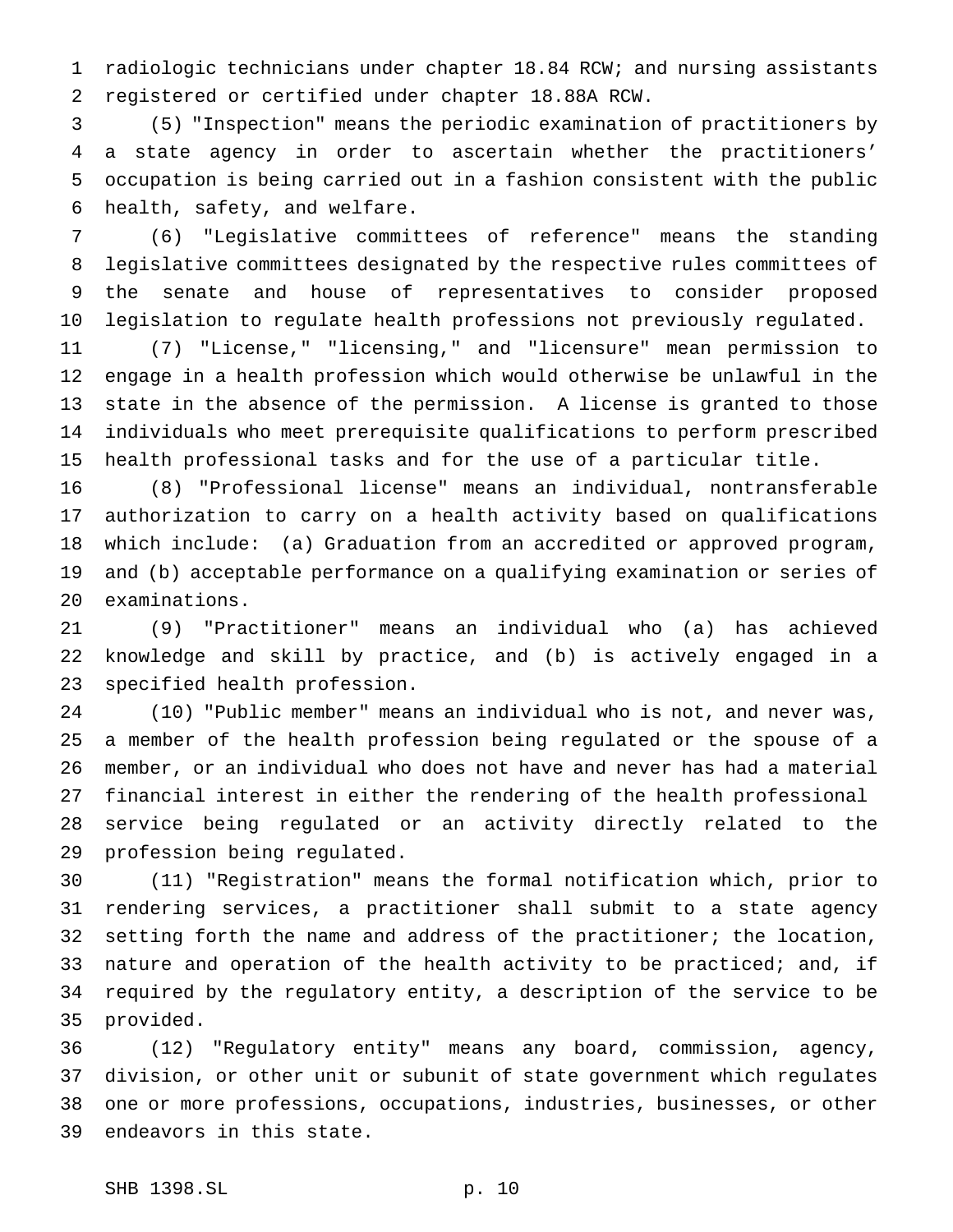radiologic technicians under chapter 18.84 RCW; and nursing assistants registered or certified under chapter 18.88A RCW.

(5) "Inspection" means the periodic examination of practitioners by a state agency in order to ascertain whether the practitioners' occupation is being carried out in a fashion consistent with the public health, safety, and welfare.

(6) "Legislative committees of reference" means the standing legislative committees designated by the respective rules committees of the senate and house of representatives to consider proposed legislation to regulate health professions not previously regulated.

(7) "License," "licensing," and "licensure" mean permission to engage in a health profession which would otherwise be unlawful in the state in the absence of the permission. A license is granted to those individuals who meet prerequisite qualifications to perform prescribed health professional tasks and for the use of a particular title.

(8) "Professional license" means an individual, nontransferable authorization to carry on a health activity based on qualifications which include: (a) Graduation from an accredited or approved program, and (b) acceptable performance on a qualifying examination or series of examinations.

(9) "Practitioner" means an individual who (a) has achieved knowledge and skill by practice, and (b) is actively engaged in a specified health profession.

(10) "Public member" means an individual who is not, and never was, a member of the health profession being regulated or the spouse of a member, or an individual who does not have and never has had a material financial interest in either the rendering of the health professional service being regulated or an activity directly related to the profession being regulated.

(11) "Registration" means the formal notification which, prior to rendering services, a practitioner shall submit to a state agency setting forth the name and address of the practitioner; the location, nature and operation of the health activity to be practiced; and, if required by the regulatory entity, a description of the service to be provided.

(12) "Regulatory entity" means any board, commission, agency, division, or other unit or subunit of state government which regulates one or more professions, occupations, industries, businesses, or other endeavors in this state.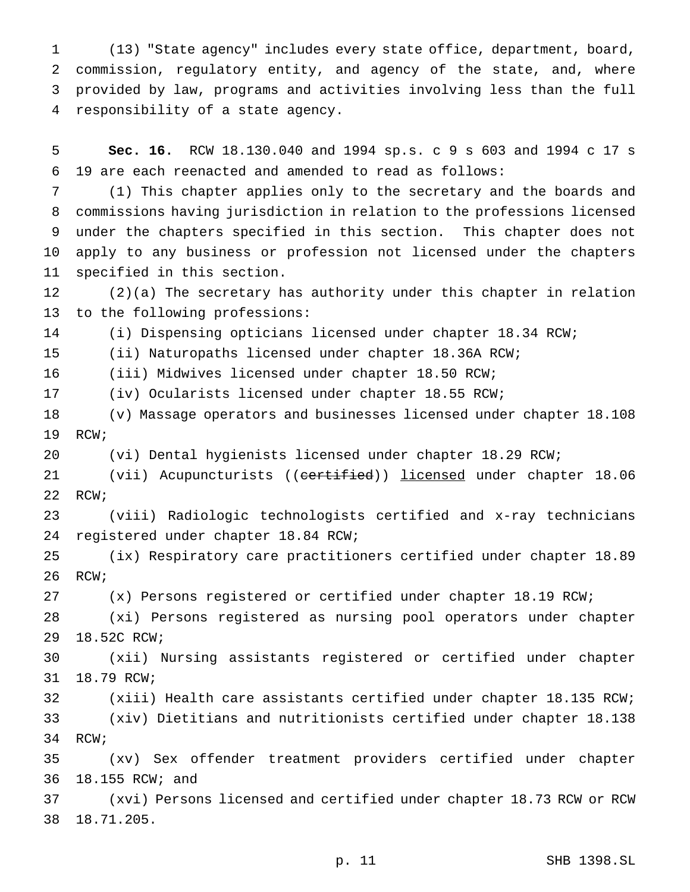(13) "State agency" includes every state office, department, board, commission, regulatory entity, and agency of the state, and, where provided by law, programs and activities involving less than the full responsibility of a state agency.

**Sec. 16.** RCW 18.130.040 and 1994 sp.s. c 9 s 603 and 1994 c 17 s 19 are each reenacted and amended to read as follows:

(1) This chapter applies only to the secretary and the boards and commissions having jurisdiction in relation to the professions licensed under the chapters specified in this section. This chapter does not apply to any business or profession not licensed under the chapters specified in this section.

(2)(a) The secretary has authority under this chapter in relation to the following professions:

(i) Dispensing opticians licensed under chapter 18.34 RCW;

(ii) Naturopaths licensed under chapter 18.36A RCW;

(iii) Midwives licensed under chapter 18.50 RCW;

(iv) Ocularists licensed under chapter 18.55 RCW;

(v) Massage operators and businesses licensed under chapter 18.108 RCW;

(vi) Dental hygienists licensed under chapter 18.29 RCW;

(vii) Acupuncturists ((~~certified~~)) <u>licensed</u> under chapter 18.06 RCW;

(viii) Radiologic technologists certified and x-ray technicians registered under chapter 18.84 RCW;

(ix) Respiratory care practitioners certified under chapter 18.89 RCW;

(x) Persons registered or certified under chapter 18.19 RCW;

(xi) Persons registered as nursing pool operators under chapter 18.52C RCW;

(xii) Nursing assistants registered or certified under chapter 18.79 RCW;

(xiii) Health care assistants certified under chapter 18.135 RCW;

(xiv) Dietitians and nutritionists certified under chapter 18.138 RCW;

(xv) Sex offender treatment providers certified under chapter 18.155 RCW; and

(xvi) Persons licensed and certified under chapter 18.73 RCW or RCW 18.71.205.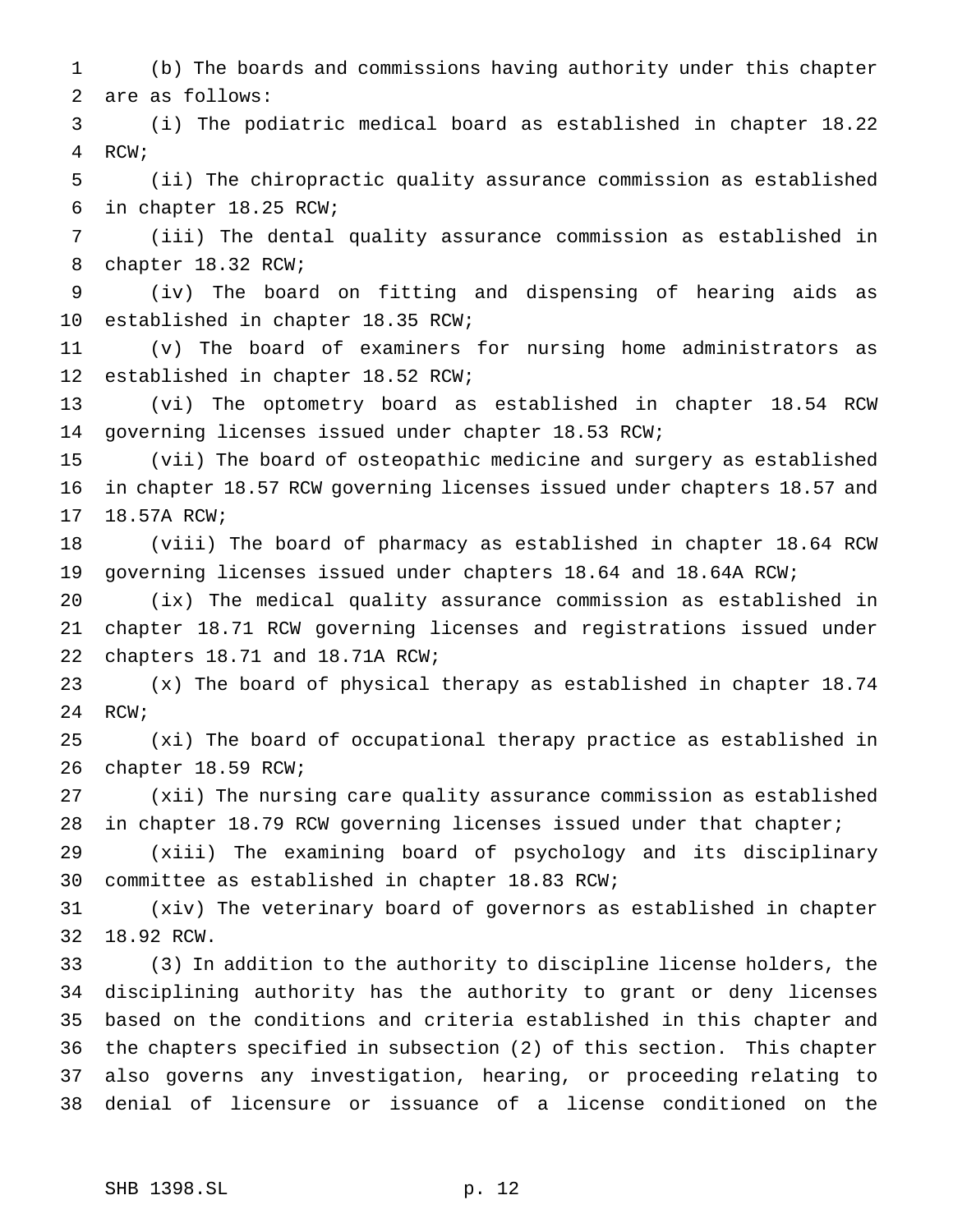(b) The boards and commissions having authority under this chapter are as follows:

(i) The podiatric medical board as established in chapter 18.22 RCW;

(ii) The chiropractic quality assurance commission as established in chapter 18.25 RCW;

(iii) The dental quality assurance commission as established in chapter 18.32 RCW;

(iv) The board on fitting and dispensing of hearing aids as established in chapter 18.35 RCW;

(v) The board of examiners for nursing home administrators as established in chapter 18.52 RCW;

(vi) The optometry board as established in chapter 18.54 RCW governing licenses issued under chapter 18.53 RCW;

(vii) The board of osteopathic medicine and surgery as established in chapter 18.57 RCW governing licenses issued under chapters 18.57 and 18.57A RCW;

(viii) The board of pharmacy as established in chapter 18.64 RCW governing licenses issued under chapters 18.64 and 18.64A RCW;

(ix) The medical quality assurance commission as established in chapter 18.71 RCW governing licenses and registrations issued under chapters 18.71 and 18.71A RCW;

(x) The board of physical therapy as established in chapter 18.74 RCW;

(xi) The board of occupational therapy practice as established in chapter 18.59 RCW;

(xii) The nursing care quality assurance commission as established in chapter 18.79 RCW governing licenses issued under that chapter;

(xiii) The examining board of psychology and its disciplinary committee as established in chapter 18.83 RCW;

(xiv) The veterinary board of governors as established in chapter 18.92 RCW.

(3) In addition to the authority to discipline license holders, the disciplining authority has the authority to grant or deny licenses based on the conditions and criteria established in this chapter and the chapters specified in subsection (2) of this section. This chapter also governs any investigation, hearing, or proceeding relating to denial of licensure or issuance of a license conditioned on the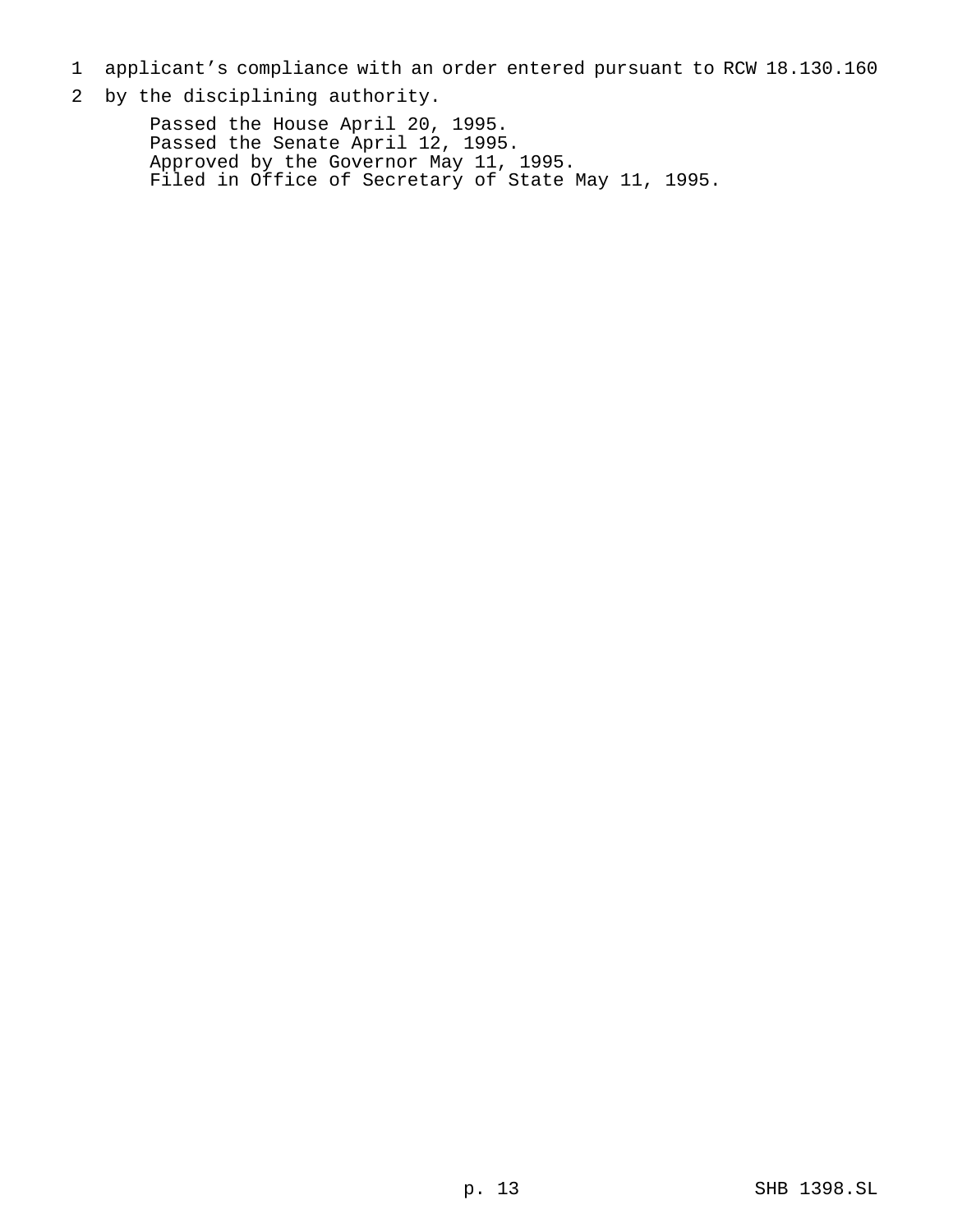applicant's compliance with an order entered pursuant to RCW 18.130.160 by the disciplining authority.

Passed the House April 20, 1995.
Passed the Senate April 12, 1995.
Approved by the Governor May 11, 1995.
Filed in Office of Secretary of State May 11, 1995.